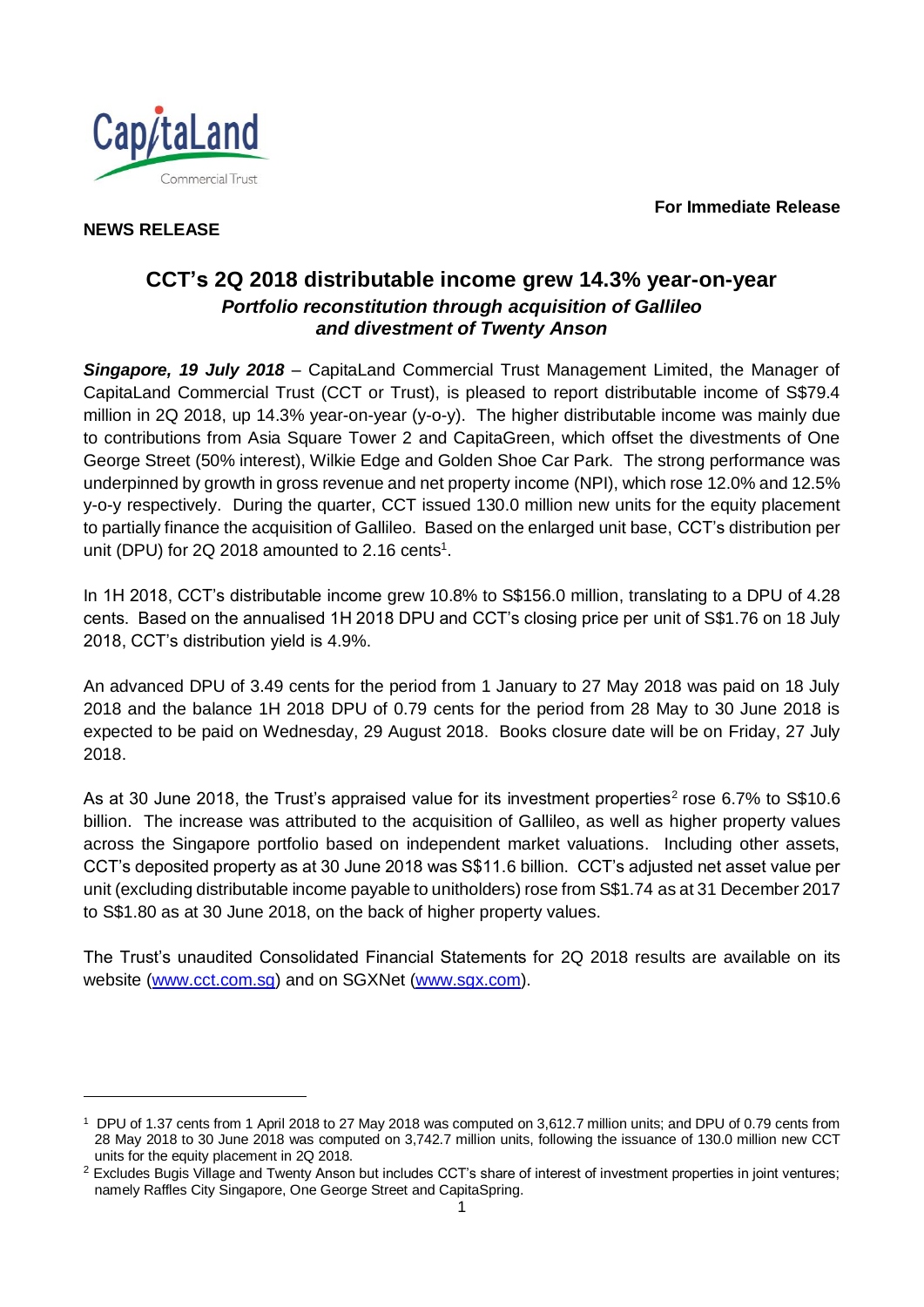**For Immediate Release**

**NEWS RELEASE**

# CCT's 2Q 2018 distributable income grew 14.3% year-on-year

***Portfolio reconstitution through acquisition of Gallileo and divestment of Twenty Anson***

***Singapore, 19 July 2018*** – CapitaLand Commercial Trust Management Limited, the Manager of CapitaLand Commercial Trust (CCT or Trust), is pleased to report distributable income of S$79.4 million in 2Q 2018, up 14.3% year-on-year (y-o-y). The higher distributable income was mainly due to contributions from Asia Square Tower 2 and CapitaGreen, which offset the divestments of One George Street (50% interest), Wilkie Edge and Golden Shoe Car Park. The strong performance was underpinned by growth in gross revenue and net property income (NPI), which rose 12.0% and 12.5% y-o-y respectively. During the quarter, CCT issued 130.0 million new units for the equity placement to partially finance the acquisition of Gallileo. Based on the enlarged unit base, CCT's distribution per unit (DPU) for 2Q 2018 amounted to 2.16 cents[1].

In 1H 2018, CCT's distributable income grew 10.8% to S$156.0 million, translating to a DPU of 4.28 cents. Based on the annualised 1H 2018 DPU and CCT's closing price per unit of S$1.76 on 18 July 2018, CCT's distribution yield is 4.9%.

An advanced DPU of 3.49 cents for the period from 1 January to 27 May 2018 was paid on 18 July 2018 and the balance 1H 2018 DPU of 0.79 cents for the period from 28 May to 30 June 2018 is expected to be paid on Wednesday, 29 August 2018. Books closure date will be on Friday, 27 July 2018.

As at 30 June 2018, the Trust's appraised value for its investment properties[2] rose 6.7% to S$10.6 billion. The increase was attributed to the acquisition of Gallileo, as well as higher property values across the Singapore portfolio based on independent market valuations. Including other assets, CCT's deposited property as at 30 June 2018 was S$11.6 billion. CCT's adjusted net asset value per unit (excluding distributable income payable to unitholders) rose from S$1.74 as at 31 December 2017 to S$1.80 as at 30 June 2018, on the back of higher property values.

The Trust's unaudited Consolidated Financial Statements for 2Q 2018 results are available on its website (www.cct.com.sg) and on SGXNet (www.sgx.com).

---

[1] DPU of 1.37 cents from 1 April 2018 to 27 May 2018 was computed on 3,612.7 million units; and DPU of 0.79 cents from 28 May 2018 to 30 June 2018 was computed on 3,742.7 million units, following the issuance of 130.0 million new CCT units for the equity placement in 2Q 2018.

[2] Excludes Bugis Village and Twenty Anson but includes CCT's share of interest of investment properties in joint ventures; namely Raffles City Singapore, One George Street and CapitaSpring.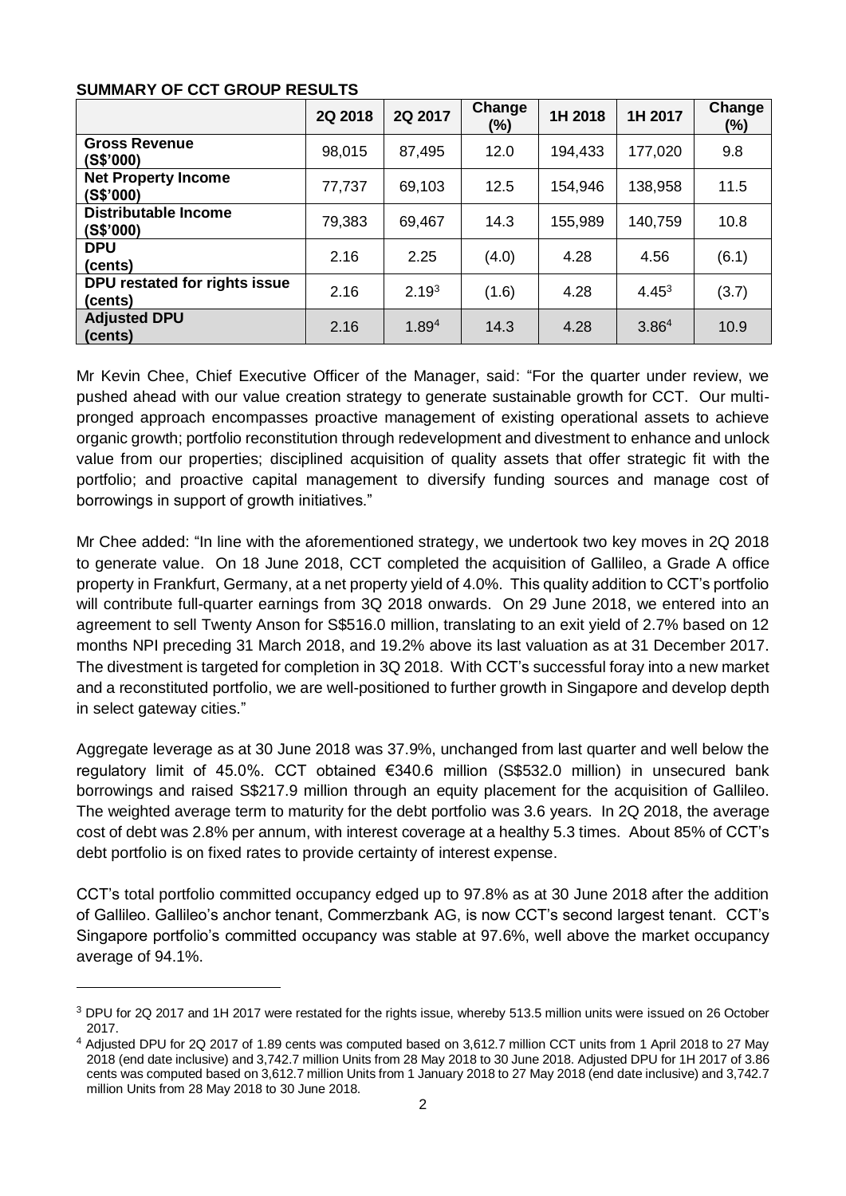**SUMMARY OF CCT GROUP RESULTS**

| | 2Q 2018 | 2Q 2017 | Change (%) | 1H 2018 | 1H 2017 | Change (%) |
|---|---|---|---|---|---|---|
| **Gross Revenue (S$'000)** | 98,015 | 87,495 | 12.0 | 194,433 | 177,020 | 9.8 |
| **Net Property Income (S$'000)** | 77,737 | 69,103 | 12.5 | 154,946 | 138,958 | 11.5 |
| **Distributable Income (S$'000)** | 79,383 | 69,467 | 14.3 | 155,989 | 140,759 | 10.8 |
| **DPU (cents)** | 2.16 | 2.25 | (4.0) | 4.28 | 4.56 | (6.1) |
| **DPU restated for rights issue (cents)** | 2.16 | 2.19[3] | (1.6) | 4.28 | 4.45[3] | (3.7) |
| **Adjusted DPU (cents)** | 2.16 | 1.89[4] | 14.3 | 4.28 | 3.86[4] | 10.9 |

Mr Kevin Chee, Chief Executive Officer of the Manager, said: "For the quarter under review, we pushed ahead with our value creation strategy to generate sustainable growth for CCT. Our multi-pronged approach encompasses proactive management of existing operational assets to achieve organic growth; portfolio reconstitution through redevelopment and divestment to enhance and unlock value from our properties; disciplined acquisition of quality assets that offer strategic fit with the portfolio; and proactive capital management to diversify funding sources and manage cost of borrowings in support of growth initiatives."

Mr Chee added: "In line with the aforementioned strategy, we undertook two key moves in 2Q 2018 to generate value. On 18 June 2018, CCT completed the acquisition of Gallileo, a Grade A office property in Frankfurt, Germany, at a net property yield of 4.0%. This quality addition to CCT's portfolio will contribute full-quarter earnings from 3Q 2018 onwards. On 29 June 2018, we entered into an agreement to sell Twenty Anson for S$516.0 million, translating to an exit yield of 2.7% based on 12 months NPI preceding 31 March 2018, and 19.2% above its last valuation as at 31 December 2017. The divestment is targeted for completion in 3Q 2018. With CCT's successful foray into a new market and a reconstituted portfolio, we are well-positioned to further growth in Singapore and develop depth in select gateway cities."

Aggregate leverage as at 30 June 2018 was 37.9%, unchanged from last quarter and well below the regulatory limit of 45.0%. CCT obtained €340.6 million (S$532.0 million) in unsecured bank borrowings and raised S$217.9 million through an equity placement for the acquisition of Gallileo. The weighted average term to maturity for the debt portfolio was 3.6 years. In 2Q 2018, the average cost of debt was 2.8% per annum, with interest coverage at a healthy 5.3 times. About 85% of CCT's debt portfolio is on fixed rates to provide certainty of interest expense.

CCT's total portfolio committed occupancy edged up to 97.8% as at 30 June 2018 after the addition of Gallileo. Gallileo's anchor tenant, Commerzbank AG, is now CCT's second largest tenant. CCT's Singapore portfolio's committed occupancy was stable at 97.6%, well above the market occupancy average of 94.1%.

---

[3] DPU for 2Q 2017 and 1H 2017 were restated for the rights issue, whereby 513.5 million units were issued on 26 October 2017.

[4] Adjusted DPU for 2Q 2017 of 1.89 cents was computed based on 3,612.7 million CCT units from 1 April 2018 to 27 May 2018 (end date inclusive) and 3,742.7 million Units from 28 May 2018 to 30 June 2018. Adjusted DPU for 1H 2017 of 3.86 cents was computed based on 3,612.7 million Units from 1 January 2018 to 27 May 2018 (end date inclusive) and 3,742.7 million Units from 28 May 2018 to 30 June 2018.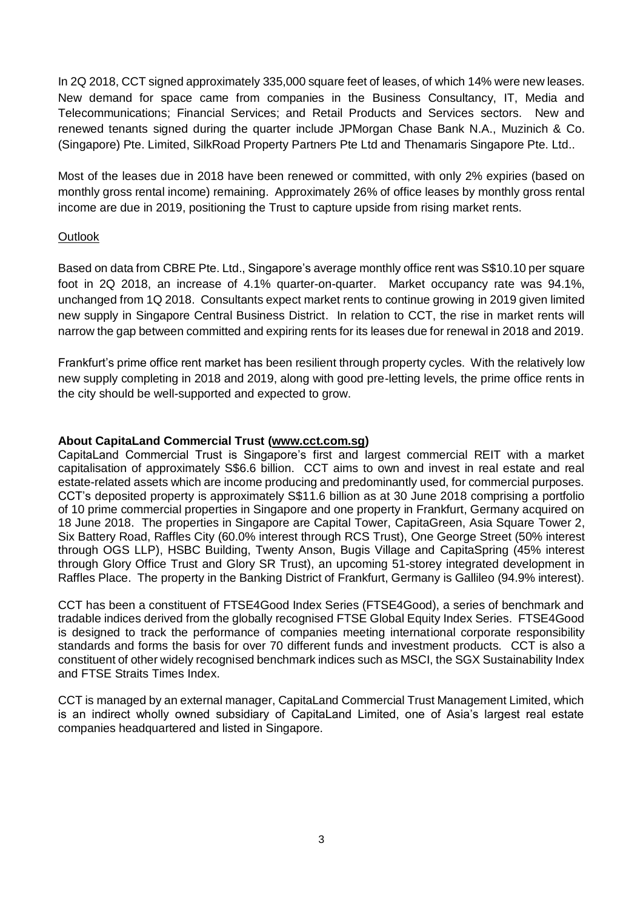In 2Q 2018, CCT signed approximately 335,000 square feet of leases, of which 14% were new leases. New demand for space came from companies in the Business Consultancy, IT, Media and Telecommunications; Financial Services; and Retail Products and Services sectors. New and renewed tenants signed during the quarter include JPMorgan Chase Bank N.A., Muzinich & Co. (Singapore) Pte. Limited, SilkRoad Property Partners Pte Ltd and Thenamaris Singapore Pte. Ltd..

Most of the leases due in 2018 have been renewed or committed, with only 2% expiries (based on monthly gross rental income) remaining. Approximately 26% of office leases by monthly gross rental income are due in 2019, positioning the Trust to capture upside from rising market rents.

Outlook

Based on data from CBRE Pte. Ltd., Singapore's average monthly office rent was S$10.10 per square foot in 2Q 2018, an increase of 4.1% quarter-on-quarter. Market occupancy rate was 94.1%, unchanged from 1Q 2018. Consultants expect market rents to continue growing in 2019 given limited new supply in Singapore Central Business District. In relation to CCT, the rise in market rents will narrow the gap between committed and expiring rents for its leases due for renewal in 2018 and 2019.

Frankfurt's prime office rent market has been resilient through property cycles. With the relatively low new supply completing in 2018 and 2019, along with good pre-letting levels, the prime office rents in the city should be well-supported and expected to grow.

**About CapitaLand Commercial Trust (www.cct.com.sg)**

CapitaLand Commercial Trust is Singapore's first and largest commercial REIT with a market capitalisation of approximately S$6.6 billion. CCT aims to own and invest in real estate and real estate-related assets which are income producing and predominantly used, for commercial purposes. CCT's deposited property is approximately S$11.6 billion as at 30 June 2018 comprising a portfolio of 10 prime commercial properties in Singapore and one property in Frankfurt, Germany acquired on 18 June 2018. The properties in Singapore are Capital Tower, CapitaGreen, Asia Square Tower 2, Six Battery Road, Raffles City (60.0% interest through RCS Trust), One George Street (50% interest through OGS LLP), HSBC Building, Twenty Anson, Bugis Village and CapitaSpring (45% interest through Glory Office Trust and Glory SR Trust), an upcoming 51-storey integrated development in Raffles Place. The property in the Banking District of Frankfurt, Germany is Gallileo (94.9% interest).

CCT has been a constituent of FTSE4Good Index Series (FTSE4Good), a series of benchmark and tradable indices derived from the globally recognised FTSE Global Equity Index Series. FTSE4Good is designed to track the performance of companies meeting international corporate responsibility standards and forms the basis for over 70 different funds and investment products. CCT is also a constituent of other widely recognised benchmark indices such as MSCI, the SGX Sustainability Index and FTSE Straits Times Index.

CCT is managed by an external manager, CapitaLand Commercial Trust Management Limited, which is an indirect wholly owned subsidiary of CapitaLand Limited, one of Asia's largest real estate companies headquartered and listed in Singapore.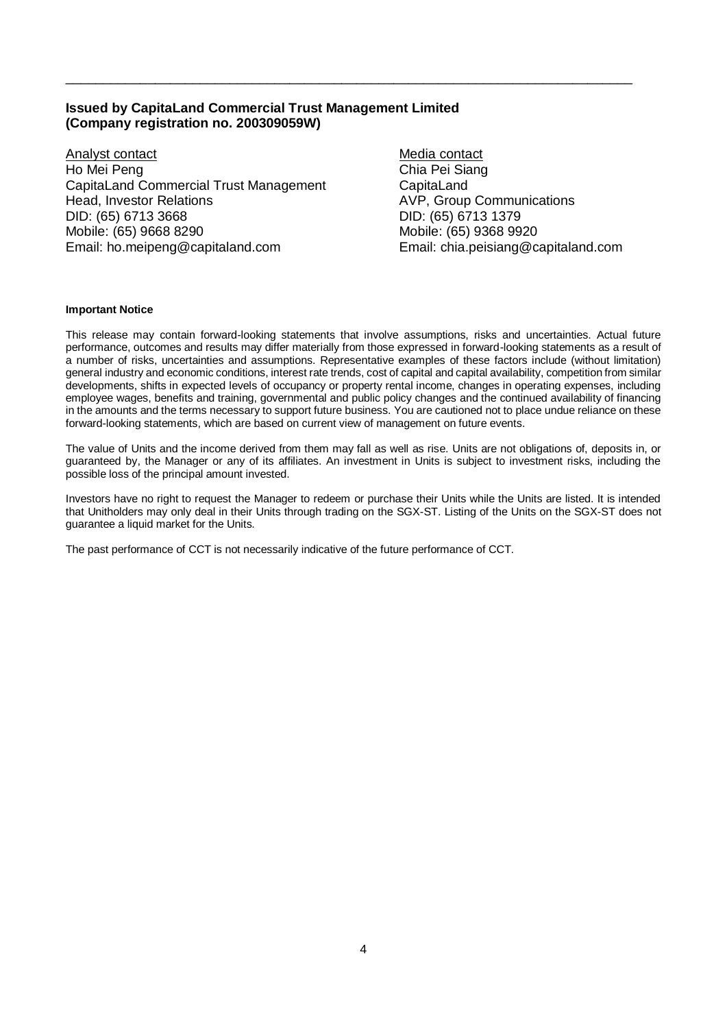**Issued by CapitaLand Commercial Trust Management Limited**
**(Company registration no. 200309059W)**

Analyst contact
Ho Mei Peng
CapitaLand Commercial Trust Management
Head, Investor Relations
DID: (65) 6713 3668
Mobile: (65) 9668 8290
Email: ho.meipeng@capitaland.com

Media contact
Chia Pei Siang
CapitaLand
AVP, Group Communications
DID: (65) 6713 1379
Mobile: (65) 9368 9920
Email: chia.peisiang@capitaland.com

**Important Notice**

This release may contain forward-looking statements that involve assumptions, risks and uncertainties. Actual future performance, outcomes and results may differ materially from those expressed in forward-looking statements as a result of a number of risks, uncertainties and assumptions. Representative examples of these factors include (without limitation) general industry and economic conditions, interest rate trends, cost of capital and capital availability, competition from similar developments, shifts in expected levels of occupancy or property rental income, changes in operating expenses, including employee wages, benefits and training, governmental and public policy changes and the continued availability of financing in the amounts and the terms necessary to support future business. You are cautioned not to place undue reliance on these forward-looking statements, which are based on current view of management on future events.

The value of Units and the income derived from them may fall as well as rise. Units are not obligations of, deposits in, or guaranteed by, the Manager or any of its affiliates. An investment in Units is subject to investment risks, including the possible loss of the principal amount invested.

Investors have no right to request the Manager to redeem or purchase their Units while the Units are listed. It is intended that Unitholders may only deal in their Units through trading on the SGX-ST. Listing of the Units on the SGX-ST does not guarantee a liquid market for the Units.

The past performance of CCT is not necessarily indicative of the future performance of CCT.